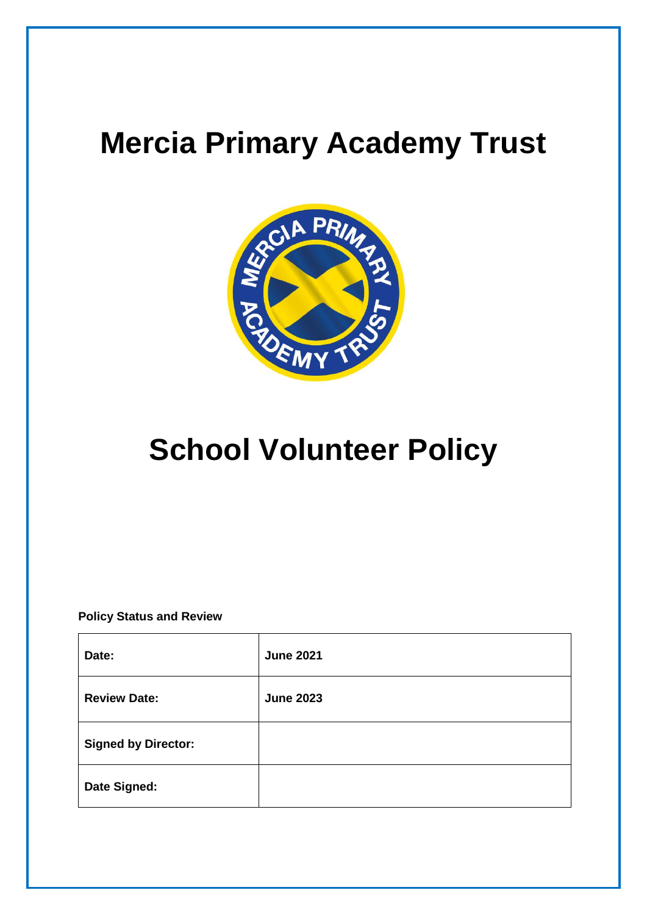# Mercia Primary Academy Trust

# School Volunteer Policy

**Policy Status and Review**

| **Date:** | **June 2021** |
|---|---|
| **Review Date:** | **June 2023** |
| **Signed by Director:** | |
| **Date Signed:** | |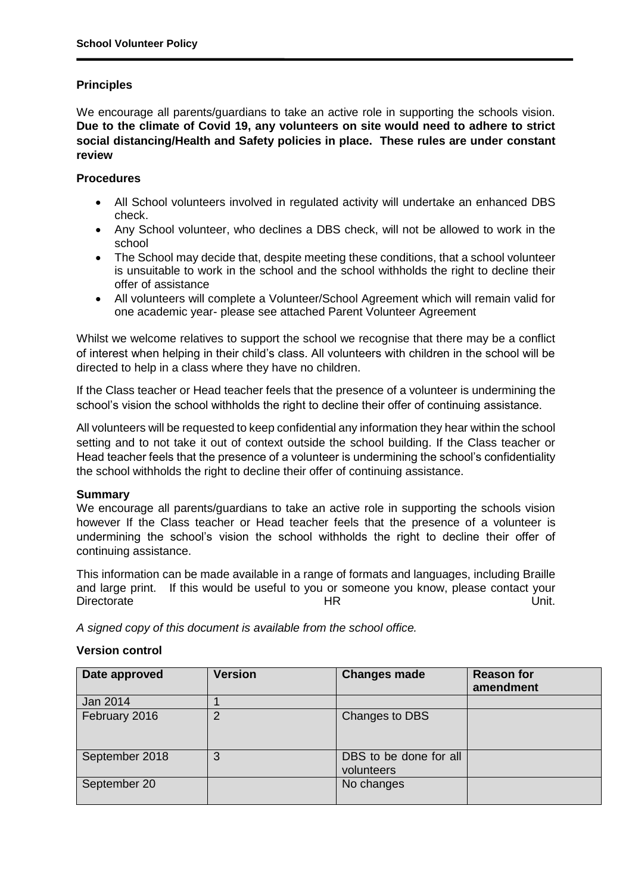## Principles

We encourage all parents/guardians to take an active role in supporting the schools vision. **Due to the climate of Covid 19, any volunteers on site would need to adhere to strict social distancing/Health and Safety policies in place. These rules are under constant review**

## Procedures

- All School volunteers involved in regulated activity will undertake an enhanced DBS check.
- Any School volunteer, who declines a DBS check, will not be allowed to work in the school
- The School may decide that, despite meeting these conditions, that a school volunteer is unsuitable to work in the school and the school withholds the right to decline their offer of assistance
- All volunteers will complete a Volunteer/School Agreement which will remain valid for one academic year- please see attached Parent Volunteer Agreement

Whilst we welcome relatives to support the school we recognise that there may be a conflict of interest when helping in their child's class. All volunteers with children in the school will be directed to help in a class where they have no children.

If the Class teacher or Head teacher feels that the presence of a volunteer is undermining the school's vision the school withholds the right to decline their offer of continuing assistance.

All volunteers will be requested to keep confidential any information they hear within the school setting and to not take it out of context outside the school building. If the Class teacher or Head teacher feels that the presence of a volunteer is undermining the school's confidentiality the school withholds the right to decline their offer of continuing assistance.

## Summary

We encourage all parents/guardians to take an active role in supporting the schools vision however If the Class teacher or Head teacher feels that the presence of a volunteer is undermining the school's vision the school withholds the right to decline their offer of continuing assistance.

This information can be made available in a range of formats and languages, including Braille and large print. If this would be useful to you or someone you know, please contact your Directorate HR Unit.

*A signed copy of this document is available from the school office.*

## Version control

| Date approved | Version | Changes made | Reason for amendment |
| --- | --- | --- | --- |
| Jan 2014 | 1 | | |
| February 2016 | 2 | Changes to DBS | |
| September 2018 | 3 | DBS to be done for all volunteers | |
| September 20 | | No changes | |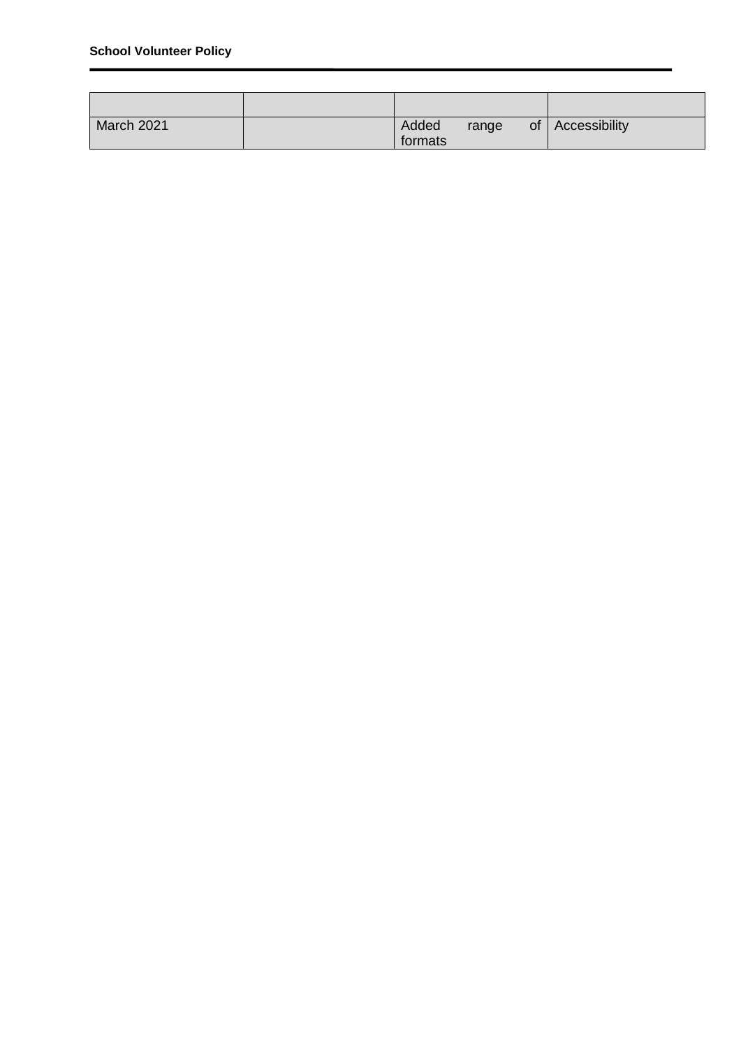| | | | |
|---|---|---|---|
| | | | |
| March 2021 | | Added range of formats | Accessibility |